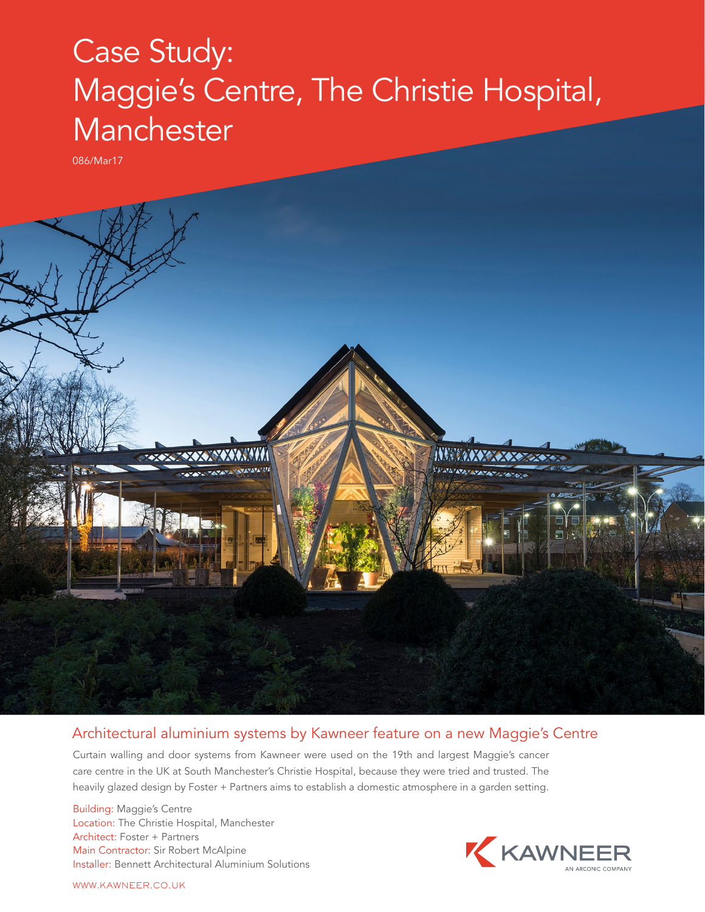# Case Study: Maggie's Centre, The Christie Hospital, Manchester

086/Mar17

## Architectural aluminium systems by Kawneer feature on a new Maggie's Centre

Curtain walling and door systems from Kawneer were used on the 19th and largest Maggie's cancer care centre in the UK at South Manchester's Christie Hospital, because they were tried and trusted. The heavily glazed design by Foster + Partners aims to establish a domestic atmosphere in a garden setting.

Building: Maggie's Centre
Location: The Christie Hospital, Manchester
Architect: Foster + Partners
Main Contractor: Sir Robert McAlpine
Installer: Bennett Architectural Aluminium Solutions

KAWNEER
AN ARCONIC COMPANY

WWW.KAWNEER.CO.UK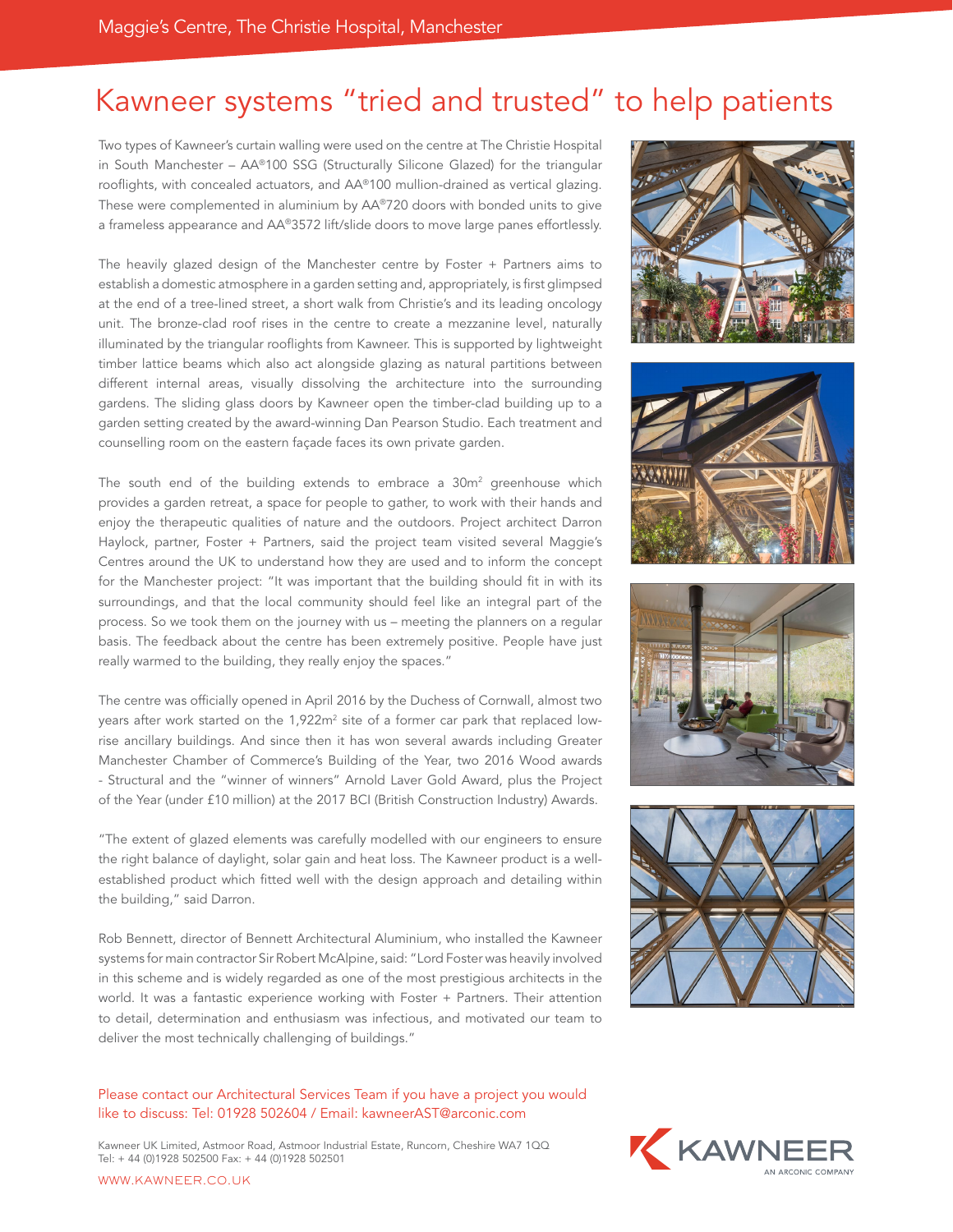Maggie's Centre, The Christie Hospital, Manchester

# Kawneer systems "tried and trusted" to help patients

Two types of Kawneer's curtain walling were used on the centre at The Christie Hospital in South Manchester – AA®100 SSG (Structurally Silicone Glazed) for the triangular rooflights, with concealed actuators, and AA®100 mullion-drained as vertical glazing. These were complemented in aluminium by AA®720 doors with bonded units to give a frameless appearance and AA®3572 lift/slide doors to move large panes effortlessly.

The heavily glazed design of the Manchester centre by Foster + Partners aims to establish a domestic atmosphere in a garden setting and, appropriately, is first glimpsed at the end of a tree-lined street, a short walk from Christie's and its leading oncology unit. The bronze-clad roof rises in the centre to create a mezzanine level, naturally illuminated by the triangular rooflights from Kawneer. This is supported by lightweight timber lattice beams which also act alongside glazing as natural partitions between different internal areas, visually dissolving the architecture into the surrounding gardens. The sliding glass doors by Kawneer open the timber-clad building up to a garden setting created by the award-winning Dan Pearson Studio. Each treatment and counselling room on the eastern façade faces its own private garden.

The south end of the building extends to embrace a 30m² greenhouse which provides a garden retreat, a space for people to gather, to work with their hands and enjoy the therapeutic qualities of nature and the outdoors. Project architect Darron Haylock, partner, Foster + Partners, said the project team visited several Maggie's Centres around the UK to understand how they are used and to inform the concept for the Manchester project: "It was important that the building should fit in with its surroundings, and that the local community should feel like an integral part of the process. So we took them on the journey with us – meeting the planners on a regular basis. The feedback about the centre has been extremely positive. People have just really warmed to the building, they really enjoy the spaces."

The centre was officially opened in April 2016 by the Duchess of Cornwall, almost two years after work started on the 1,922m² site of a former car park that replaced low-rise ancillary buildings. And since then it has won several awards including Greater Manchester Chamber of Commerce's Building of the Year, two 2016 Wood awards - Structural and the "winner of winners" Arnold Laver Gold Award, plus the Project of the Year (under £10 million) at the 2017 BCI (British Construction Industry) Awards.

"The extent of glazed elements was carefully modelled with our engineers to ensure the right balance of daylight, solar gain and heat loss. The Kawneer product is a well-established product which fitted well with the design approach and detailing within the building," said Darron.

Rob Bennett, director of Bennett Architectural Aluminium, who installed the Kawneer systems for main contractor Sir Robert McAlpine, said: "Lord Foster was heavily involved in this scheme and is widely regarded as one of the most prestigious architects in the world. It was a fantastic experience working with Foster + Partners. Their attention to detail, determination and enthusiasm was infectious, and motivated our team to deliver the most technically challenging of buildings."

Please contact our Architectural Services Team if you have a project you would like to discuss: Tel: 01928 502604 / Email: kawneerAST@arconic.com

Kawneer UK Limited, Astmoor Road, Astmoor Industrial Estate, Runcorn, Cheshire WA7 1QQ
Tel: + 44 (0)1928 502500 Fax: + 44 (0)1928 502501

WWW.KAWNEER.CO.UK

KAWNEER
AN ARCONIC COMPANY